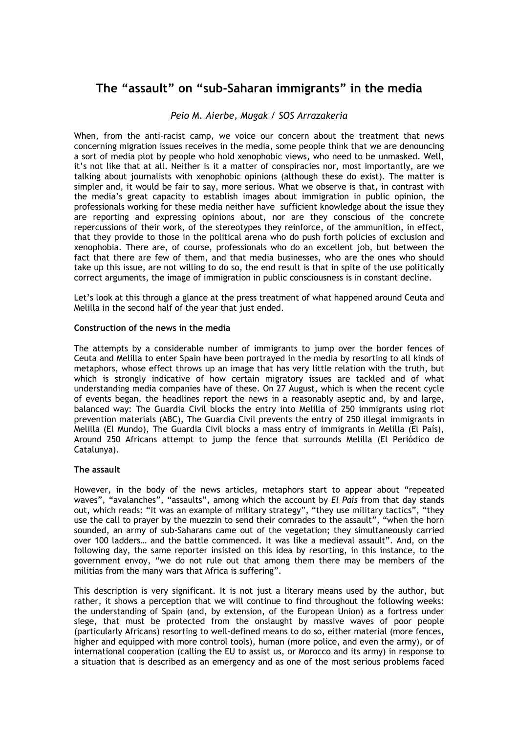# The "assault" on "sub-Saharan immigrants" in the media

*Peio M. Aierbe, Mugak / SOS Arrazakeria*

When, from the anti-racist camp, we voice our concern about the treatment that news concerning migration issues receives in the media, some people think that we are denouncing a sort of media plot by people who hold xenophobic views, who need to be unmasked. Well, it's not like that at all. Neither is it a matter of conspiracies nor, most importantly, are we talking about journalists with xenophobic opinions (although these do exist). The matter is simpler and, it would be fair to say, more serious. What we observe is that, in contrast with the media's great capacity to establish images about immigration in public opinion, the professionals working for these media neither have sufficient knowledge about the issue they are reporting and expressing opinions about, nor are they conscious of the concrete repercussions of their work, of the stereotypes they reinforce, of the ammunition, in effect, that they provide to those in the political arena who do push forth policies of exclusion and xenophobia. There are, of course, professionals who do an excellent job, but between the fact that there are few of them, and that media businesses, who are the ones who should take up this issue, are not willing to do so, the end result is that in spite of the use politically correct arguments, the image of immigration in public consciousness is in constant decline.

Let's look at this through a glance at the press treatment of what happened around Ceuta and Melilla in the second half of the year that just ended.

**Construction of the news in the media**

The attempts by a considerable number of immigrants to jump over the border fences of Ceuta and Melilla to enter Spain have been portrayed in the media by resorting to all kinds of metaphors, whose effect throws up an image that has very little relation with the truth, but which is strongly indicative of how certain migratory issues are tackled and of what understanding media companies have of these. On 27 August, which is when the recent cycle of events began, the headlines report the news in a reasonably aseptic and, by and large, balanced way: The Guardia Civil blocks the entry into Melilla of 250 immigrants using riot prevention materials (ABC), The Guardia Civil prevents the entry of 250 illegal immigrants in Melilla (El Mundo), The Guardia Civil blocks a mass entry of immigrants in Melilla (El País), Around 250 Africans attempt to jump the fence that surrounds Melilla (El Periódico de Catalunya).

**The assault**

However, in the body of the news articles, metaphors start to appear about "repeated waves", "avalanches", "assaults", among which the account by *El País* from that day stands out, which reads: "it was an example of military strategy", "they use military tactics", "they use the call to prayer by the muezzin to send their comrades to the assault", "when the horn sounded, an army of sub-Saharans came out of the vegetation; they simultaneously carried over 100 ladders… and the battle commenced. It was like a medieval assault". And, on the following day, the same reporter insisted on this idea by resorting, in this instance, to the government envoy, "we do not rule out that among them there may be members of the militias from the many wars that Africa is suffering".

This description is very significant. It is not just a literary means used by the author, but rather, it shows a perception that we will continue to find throughout the following weeks: the understanding of Spain (and, by extension, of the European Union) as a fortress under siege, that must be protected from the onslaught by massive waves of poor people (particularly Africans) resorting to well-defined means to do so, either material (more fences, higher and equipped with more control tools), human (more police, and even the army), or of international cooperation (calling the EU to assist us, or Morocco and its army) in response to a situation that is described as an emergency and as one of the most serious problems faced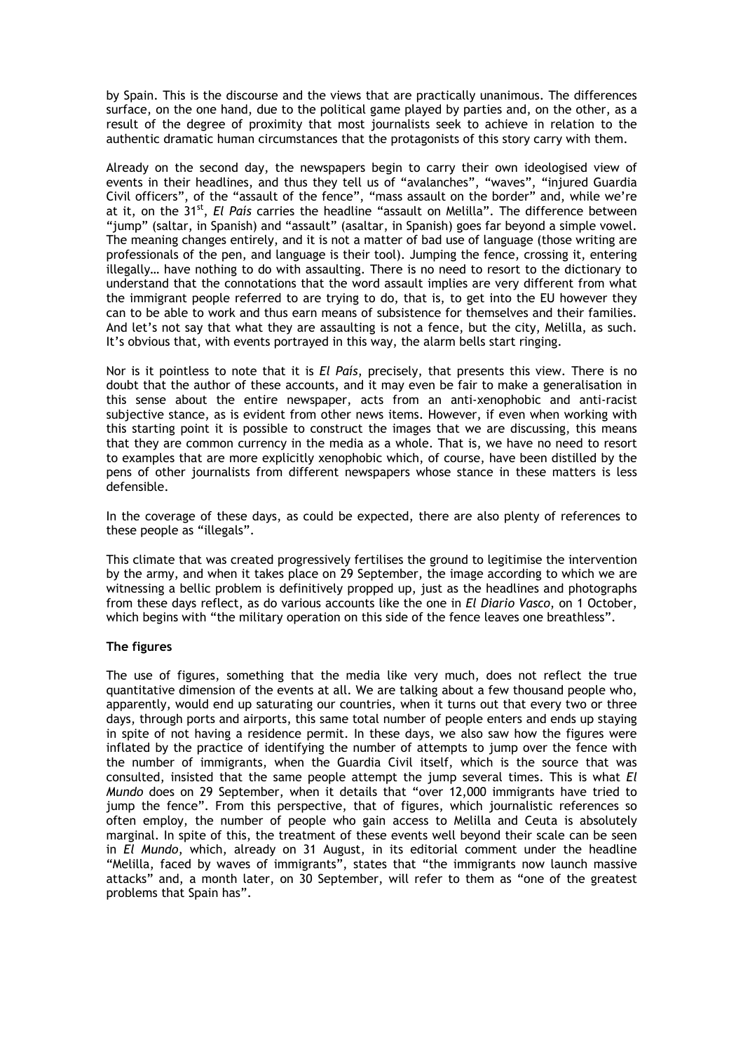by Spain. This is the discourse and the views that are practically unanimous. The differences surface, on the one hand, due to the political game played by parties and, on the other, as a result of the degree of proximity that most journalists seek to achieve in relation to the authentic dramatic human circumstances that the protagonists of this story carry with them.

Already on the second day, the newspapers begin to carry their own ideologised view of events in their headlines, and thus they tell us of "avalanches", "waves", "injured Guardia Civil officers", of the "assault of the fence", "mass assault on the border" and, while we're at it, on the 31st, *El País* carries the headline "assault on Melilla". The difference between "jump" (saltar, in Spanish) and "assault" (asaltar, in Spanish) goes far beyond a simple vowel. The meaning changes entirely, and it is not a matter of bad use of language (those writing are professionals of the pen, and language is their tool). Jumping the fence, crossing it, entering illegally… have nothing to do with assaulting. There is no need to resort to the dictionary to understand that the connotations that the word assault implies are very different from what the immigrant people referred to are trying to do, that is, to get into the EU however they can to be able to work and thus earn means of subsistence for themselves and their families. And let's not say that what they are assaulting is not a fence, but the city, Melilla, as such. It's obvious that, with events portrayed in this way, the alarm bells start ringing.

Nor is it pointless to note that it is *El País*, precisely, that presents this view. There is no doubt that the author of these accounts, and it may even be fair to make a generalisation in this sense about the entire newspaper, acts from an anti-xenophobic and anti-racist subjective stance, as is evident from other news items. However, if even when working with this starting point it is possible to construct the images that we are discussing, this means that they are common currency in the media as a whole. That is, we have no need to resort to examples that are more explicitly xenophobic which, of course, have been distilled by the pens of other journalists from different newspapers whose stance in these matters is less defensible.

In the coverage of these days, as could be expected, there are also plenty of references to these people as "illegals".

This climate that was created progressively fertilises the ground to legitimise the intervention by the army, and when it takes place on 29 September, the image according to which we are witnessing a bellic problem is definitively propped up, just as the headlines and photographs from these days reflect, as do various accounts like the one in *El Diario Vasco*, on 1 October, which begins with "the military operation on this side of the fence leaves one breathless".

**The figures**

The use of figures, something that the media like very much, does not reflect the true quantitative dimension of the events at all. We are talking about a few thousand people who, apparently, would end up saturating our countries, when it turns out that every two or three days, through ports and airports, this same total number of people enters and ends up staying in spite of not having a residence permit. In these days, we also saw how the figures were inflated by the practice of identifying the number of attempts to jump over the fence with the number of immigrants, when the Guardia Civil itself, which is the source that was consulted, insisted that the same people attempt the jump several times. This is what *El Mundo* does on 29 September, when it details that "over 12,000 immigrants have tried to jump the fence". From this perspective, that of figures, which journalistic references so often employ, the number of people who gain access to Melilla and Ceuta is absolutely marginal. In spite of this, the treatment of these events well beyond their scale can be seen in *El Mundo*, which, already on 31 August, in its editorial comment under the headline "Melilla, faced by waves of immigrants", states that "the immigrants now launch massive attacks" and, a month later, on 30 September, will refer to them as "one of the greatest problems that Spain has".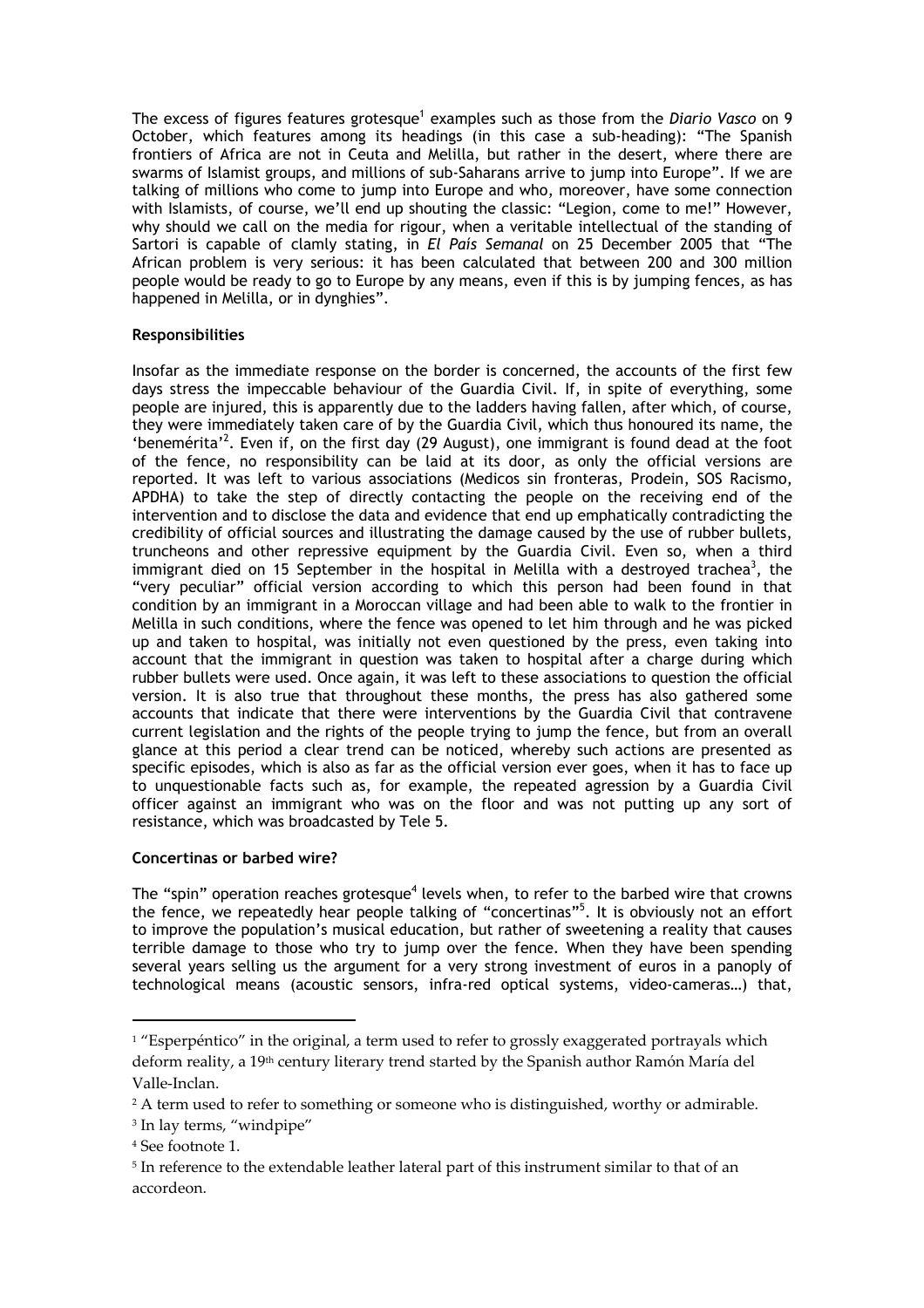The excess of figures features grotesque[1] examples such as those from the *Diario Vasco* on 9 October, which features among its headings (in this case a sub-heading): "The Spanish frontiers of Africa are not in Ceuta and Melilla, but rather in the desert, where there are swarms of Islamist groups, and millions of sub-Saharans arrive to jump into Europe". If we are talking of millions who come to jump into Europe and who, moreover, have some connection with Islamists, of course, we'll end up shouting the classic: "Legion, come to me!" However, why should we call on the media for rigour, when a veritable intellectual of the standing of Sartori is capable of clamly stating, in *El País Semanal* on 25 December 2005 that "The African problem is very serious: it has been calculated that between 200 and 300 million people would be ready to go to Europe by any means, even if this is by jumping fences, as has happened in Melilla, or in dynghies".

**Responsibilities**

Insofar as the immediate response on the border is concerned, the accounts of the first few days stress the impeccable behaviour of the Guardia Civil. If, in spite of everything, some people are injured, this is apparently due to the ladders having fallen, after which, of course, they were immediately taken care of by the Guardia Civil, which thus honoured its name, the 'benemérita'[2]. Even if, on the first day (29 August), one immigrant is found dead at the foot of the fence, no responsibility can be laid at its door, as only the official versions are reported. It was left to various associations (Medicos sin fronteras, Prodein, SOS Racismo, APDHA) to take the step of directly contacting the people on the receiving end of the intervention and to disclose the data and evidence that end up emphatically contradicting the credibility of official sources and illustrating the damage caused by the use of rubber bullets, truncheons and other repressive equipment by the Guardia Civil. Even so, when a third immigrant died on 15 September in the hospital in Melilla with a destroyed trachea[3], the "very peculiar" official version according to which this person had been found in that condition by an immigrant in a Moroccan village and had been able to walk to the frontier in Melilla in such conditions, where the fence was opened to let him through and he was picked up and taken to hospital, was initially not even questioned by the press, even taking into account that the immigrant in question was taken to hospital after a charge during which rubber bullets were used. Once again, it was left to these associations to question the official version. It is also true that throughout these months, the press has also gathered some accounts that indicate that there were interventions by the Guardia Civil that contravene current legislation and the rights of the people trying to jump the fence, but from an overall glance at this period a clear trend can be noticed, whereby such actions are presented as specific episodes, which is also as far as the official version ever goes, when it has to face up to unquestionable facts such as, for example, the repeated agression by a Guardia Civil officer against an immigrant who was on the floor and was not putting up any sort of resistance, which was broadcasted by Tele 5.

**Concertinas or barbed wire?**

The "spin" operation reaches grotesque[4] levels when, to refer to the barbed wire that crowns the fence, we repeatedly hear people talking of "concertinas"[5]. It is obviously not an effort to improve the population's musical education, but rather of sweetening a reality that causes terrible damage to those who try to jump over the fence. When they have been spending several years selling us the argument for a very strong investment of euros in a panoply of technological means (acoustic sensors, infra-red optical systems, video-cameras…) that,

---

[1] "Esperpéntico" in the original, a term used to refer to grossly exaggerated portrayals which deform reality, a 19th century literary trend started by the Spanish author Ramón María del Valle-Inclan.

[2] A term used to refer to something or someone who is distinguished, worthy or admirable.

[3] In lay terms, "windpipe"

[4] See footnote 1.

[5] In reference to the extendable leather lateral part of this instrument similar to that of an accordeon.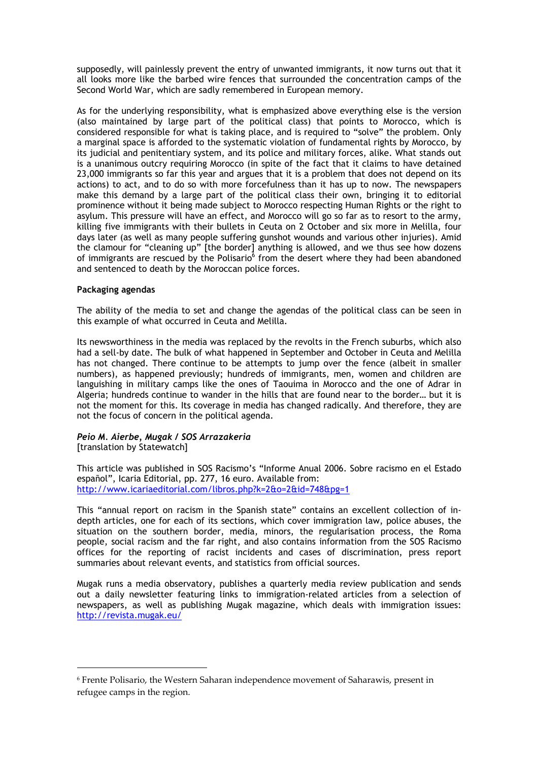supposedly, will painlessly prevent the entry of unwanted immigrants, it now turns out that it all looks more like the barbed wire fences that surrounded the concentration camps of the Second World War, which are sadly remembered in European memory.

As for the underlying responsibility, what is emphasized above everything else is the version (also maintained by large part of the political class) that points to Morocco, which is considered responsible for what is taking place, and is required to "solve" the problem. Only a marginal space is afforded to the systematic violation of fundamental rights by Morocco, by its judicial and penitentiary system, and its police and military forces, alike. What stands out is a unanimous outcry requiring Morocco (in spite of the fact that it claims to have detained 23,000 immigrants so far this year and argues that it is a problem that does not depend on its actions) to act, and to do so with more forcefulness than it has up to now. The newspapers make this demand by a large part of the political class their own, bringing it to editorial prominence without it being made subject to Morocco respecting Human Rights or the right to asylum. This pressure will have an effect, and Morocco will go so far as to resort to the army, killing five immigrants with their bullets in Ceuta on 2 October and six more in Melilla, four days later (as well as many people suffering gunshot wounds and various other injuries). Amid the clamour for "cleaning up" [the border] anything is allowed, and we thus see how dozens of immigrants are rescued by the Polisario[6] from the desert where they had been abandoned and sentenced to death by the Moroccan police forces.

**Packaging agendas**

The ability of the media to set and change the agendas of the political class can be seen in this example of what occurred in Ceuta and Melilla.

Its newsworthiness in the media was replaced by the revolts in the French suburbs, which also had a sell-by date. The bulk of what happened in September and October in Ceuta and Melilla has not changed. There continue to be attempts to jump over the fence (albeit in smaller numbers), as happened previously; hundreds of immigrants, men, women and children are languishing in military camps like the ones of Taouima in Morocco and the one of Adrar in Algeria; hundreds continue to wander in the hills that are found near to the border… but it is not the moment for this. Its coverage in media has changed radically. And therefore, they are not the focus of concern in the political agenda.

***Peio M. Aierbe, Mugak / SOS Arrazakeria***
[translation by Statewatch]

This article was published in SOS Racismo's "Informe Anual 2006. Sobre racismo en el Estado español", Icaria Editorial, pp. 277, 16 euro. Available from: http://www.icariaeditorial.com/libros.php?k=2&o=2&id=748&pg=1

This "annual report on racism in the Spanish state" contains an excellent collection of in-depth articles, one for each of its sections, which cover immigration law, police abuses, the situation on the southern border, media, minors, the regularisation process, the Roma people, social racism and the far right, and also contains information from the SOS Racismo offices for the reporting of racist incidents and cases of discrimination, press report summaries about relevant events, and statistics from official sources.

Mugak runs a media observatory, publishes a quarterly media review publication and sends out a daily newsletter featuring links to immigration-related articles from a selection of newspapers, as well as publishing Mugak magazine, which deals with immigration issues: http://revista.mugak.eu/

---

[6] Frente Polisario, the Western Saharan independence movement of Saharawis, present in refugee camps in the region.